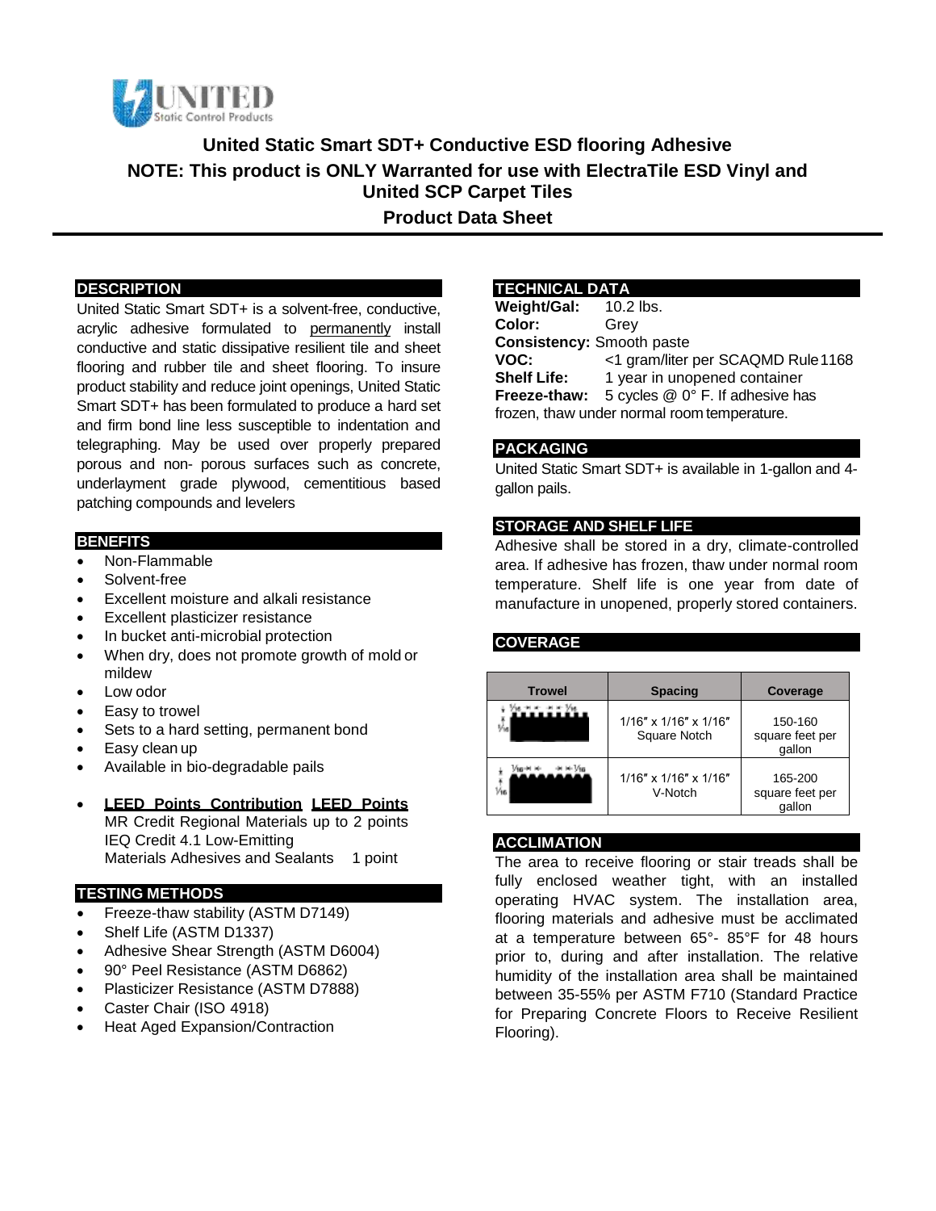# United Static Smart SDT+ Conductive ESD flooring Adhesive

## NOTE: This product is ONLY Warranted for use with ElectraTile ESD Vinyl and United SCP Carpet Tiles

## Product Data Sheet

### DESCRIPTION

United Static Smart SDT+ is a solvent-free, conductive, acrylic adhesive formulated to permanently install conductive and static dissipative resilient tile and sheet flooring and rubber tile and sheet flooring. To insure product stability and reduce joint openings, United Static Smart SDT+ has been formulated to produce a hard set and firm bond line less susceptible to indentation and telegraphing. May be used over properly prepared porous and non- porous surfaces such as concrete, underlayment grade plywood, cementitious based patching compounds and levelers

### BENEFITS

- Non-Flammable
- Solvent-free
- Excellent moisture and alkali resistance
- Excellent plasticizer resistance
- In bucket anti-microbial protection
- When dry, does not promote growth of mold or mildew
- Low odor
- Easy to trowel
- Sets to a hard setting, permanent bond
- Easy clean up
- Available in bio-degradable pails
- **LEED Points Contribution LEED Points**
  MR Credit Regional Materials up to 2 points
  IEQ Credit 4.1 Low-Emitting
  Materials Adhesives and Sealants 1 point

### TESTING METHODS

- Freeze-thaw stability (ASTM D7149)
- Shelf Life (ASTM D1337)
- Adhesive Shear Strength (ASTM D6004)
- 90° Peel Resistance (ASTM D6862)
- Plasticizer Resistance (ASTM D7888)
- Caster Chair (ISO 4918)
- Heat Aged Expansion/Contraction

### TECHNICAL DATA

**Weight/Gal:** 10.2 lbs.
**Color:** Grey
**Consistency:** Smooth paste
**VOC:** <1 gram/liter per SCAQMD Rule 1168
**Shelf Life:** 1 year in unopened container
**Freeze-thaw:** 5 cycles @ 0° F. If adhesive has frozen, thaw under normal room temperature.

### PACKAGING

United Static Smart SDT+ is available in 1-gallon and 4-gallon pails.

### STORAGE AND SHELF LIFE

Adhesive shall be stored in a dry, climate-controlled area. If adhesive has frozen, thaw under normal room temperature. Shelf life is one year from date of manufacture in unopened, properly stored containers.

### COVERAGE

| Trowel | Spacing | Coverage |
| --- | --- | --- |
| | 1/16″ x 1/16″ x 1/16″ Square Notch | 150-160 square feet per gallon |
| | 1/16″ x 1/16″ x 1/16″ V-Notch | 165-200 square feet per gallon |

### ACCLIMATION

The area to receive flooring or stair treads shall be fully enclosed weather tight, with an installed operating HVAC system. The installation area, flooring materials and adhesive must be acclimated at a temperature between 65°- 85°F for 48 hours prior to, during and after installation. The relative humidity of the installation area shall be maintained between 35-55% per ASTM F710 (Standard Practice for Preparing Concrete Floors to Receive Resilient Flooring).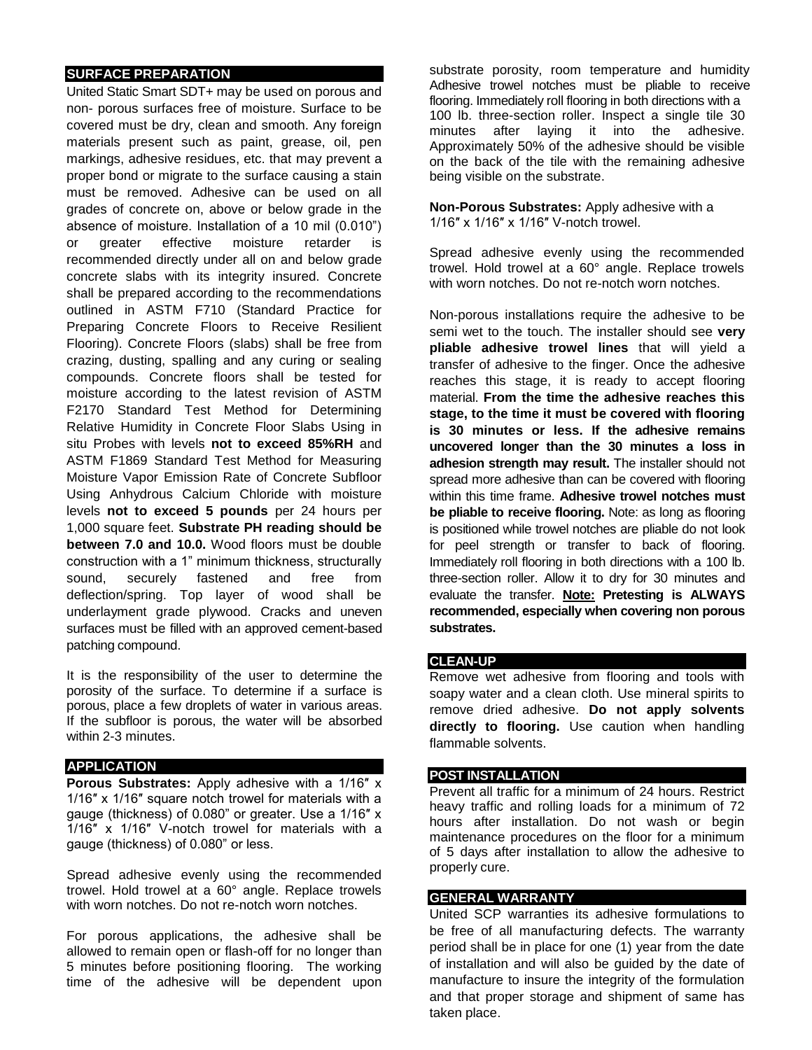## SURFACE PREPARATION

United Static Smart SDT+ may be used on porous and non- porous surfaces free of moisture. Surface to be covered must be dry, clean and smooth. Any foreign materials present such as paint, grease, oil, pen markings, adhesive residues, etc. that may prevent a proper bond or migrate to the surface causing a stain must be removed. Adhesive can be used on all grades of concrete on, above or below grade in the absence of moisture. Installation of a 10 mil (0.010") or greater effective moisture retarder is recommended directly under all on and below grade concrete slabs with its integrity insured. Concrete shall be prepared according to the recommendations outlined in ASTM F710 (Standard Practice for Preparing Concrete Floors to Receive Resilient Flooring). Concrete Floors (slabs) shall be free from crazing, dusting, spalling and any curing or sealing compounds. Concrete floors shall be tested for moisture according to the latest revision of ASTM F2170 Standard Test Method for Determining Relative Humidity in Concrete Floor Slabs Using in situ Probes with levels **not to exceed 85%RH** and ASTM F1869 Standard Test Method for Measuring Moisture Vapor Emission Rate of Concrete Subfloor Using Anhydrous Calcium Chloride with moisture levels **not to exceed 5 pounds** per 24 hours per 1,000 square feet. **Substrate PH reading should be between 7.0 and 10.0.** Wood floors must be double construction with a 1" minimum thickness, structurally sound, securely fastened and free from deflection/spring. Top layer of wood shall be underlayment grade plywood. Cracks and uneven surfaces must be filled with an approved cement-based patching compound.

It is the responsibility of the user to determine the porosity of the surface. To determine if a surface is porous, place a few droplets of water in various areas. If the subfloor is porous, the water will be absorbed within 2-3 minutes.

## APPLICATION

**Porous Substrates:** Apply adhesive with a 1/16″ x 1/16″ x 1/16″ square notch trowel for materials with a gauge (thickness) of 0.080" or greater. Use a 1/16″ x 1/16″ x 1/16″ V-notch trowel for materials with a gauge (thickness) of 0.080" or less.

Spread adhesive evenly using the recommended trowel. Hold trowel at a 60° angle. Replace trowels with worn notches. Do not re-notch worn notches.

For porous applications, the adhesive shall be allowed to remain open or flash-off for no longer than 5 minutes before positioning flooring. The working time of the adhesive will be dependent upon substrate porosity, room temperature and humidity Adhesive trowel notches must be pliable to receive flooring. Immediately roll flooring in both directions with a 100 lb. three-section roller. Inspect a single tile 30 minutes after laying it into the adhesive. Approximately 50% of the adhesive should be visible on the back of the tile with the remaining adhesive being visible on the substrate.

**Non-Porous Substrates:** Apply adhesive with a 1/16″ x 1/16″ x 1/16″ V-notch trowel.

Spread adhesive evenly using the recommended trowel. Hold trowel at a 60° angle. Replace trowels with worn notches. Do not re-notch worn notches.

Non-porous installations require the adhesive to be semi wet to the touch. The installer should see **very pliable adhesive trowel lines** that will yield a transfer of adhesive to the finger. Once the adhesive reaches this stage, it is ready to accept flooring material. **From the time the adhesive reaches this stage, to the time it must be covered with flooring is 30 minutes or less. If the adhesive remains uncovered longer than the 30 minutes a loss in adhesion strength may result.** The installer should not spread more adhesive than can be covered with flooring within this time frame. **Adhesive trowel notches must be pliable to receive flooring.** Note: as long as flooring is positioned while trowel notches are pliable do not look for peel strength or transfer to back of flooring. Immediately roll flooring in both directions with a 100 lb. three-section roller. Allow it to dry for 30 minutes and evaluate the transfer. **Note: Pretesting is ALWAYS recommended, especially when covering non porous substrates.**

## CLEAN-UP

Remove wet adhesive from flooring and tools with soapy water and a clean cloth. Use mineral spirits to remove dried adhesive. **Do not apply solvents directly to flooring.** Use caution when handling flammable solvents.

## POST INSTALLATION

Prevent all traffic for a minimum of 24 hours. Restrict heavy traffic and rolling loads for a minimum of 72 hours after installation. Do not wash or begin maintenance procedures on the floor for a minimum of 5 days after installation to allow the adhesive to properly cure.

## GENERAL WARRANTY

United SCP warranties its adhesive formulations to be free of all manufacturing defects. The warranty period shall be in place for one (1) year from the date of installation and will also be guided by the date of manufacture to insure the integrity of the formulation and that proper storage and shipment of same has taken place.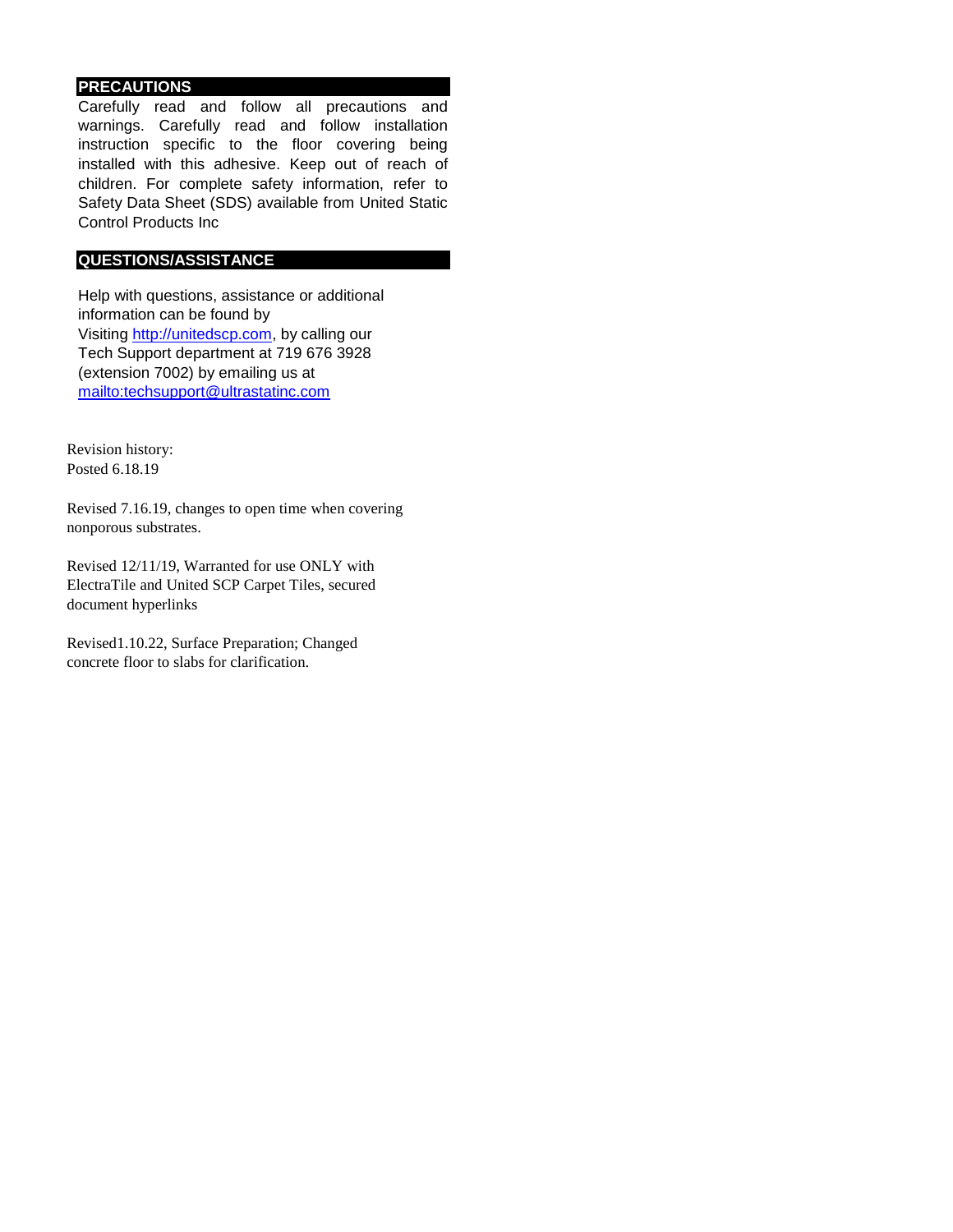## PRECAUTIONS

Carefully read and follow all precautions and warnings. Carefully read and follow installation instruction specific to the floor covering being installed with this adhesive. Keep out of reach of children. For complete safety information, refer to Safety Data Sheet (SDS) available from United Static Control Products Inc

## QUESTIONS/ASSISTANCE

Help with questions, assistance or additional information can be found by Visiting [http://unitedscp.com](http://unitedscp.com), by calling our Tech Support department at 719 676 3928 (extension 7002) by emailing us at [mailto:techsupport@ultrastatinc.com](mailto:techsupport@ultrastatinc.com)

Revision history:
Posted 6.18.19

Revised 7.16.19, changes to open time when covering nonporous substrates.

Revised 12/11/19, Warranted for use ONLY with ElectraTile and United SCP Carpet Tiles, secured document hyperlinks

Revised1.10.22, Surface Preparation; Changed concrete floor to slabs for clarification.